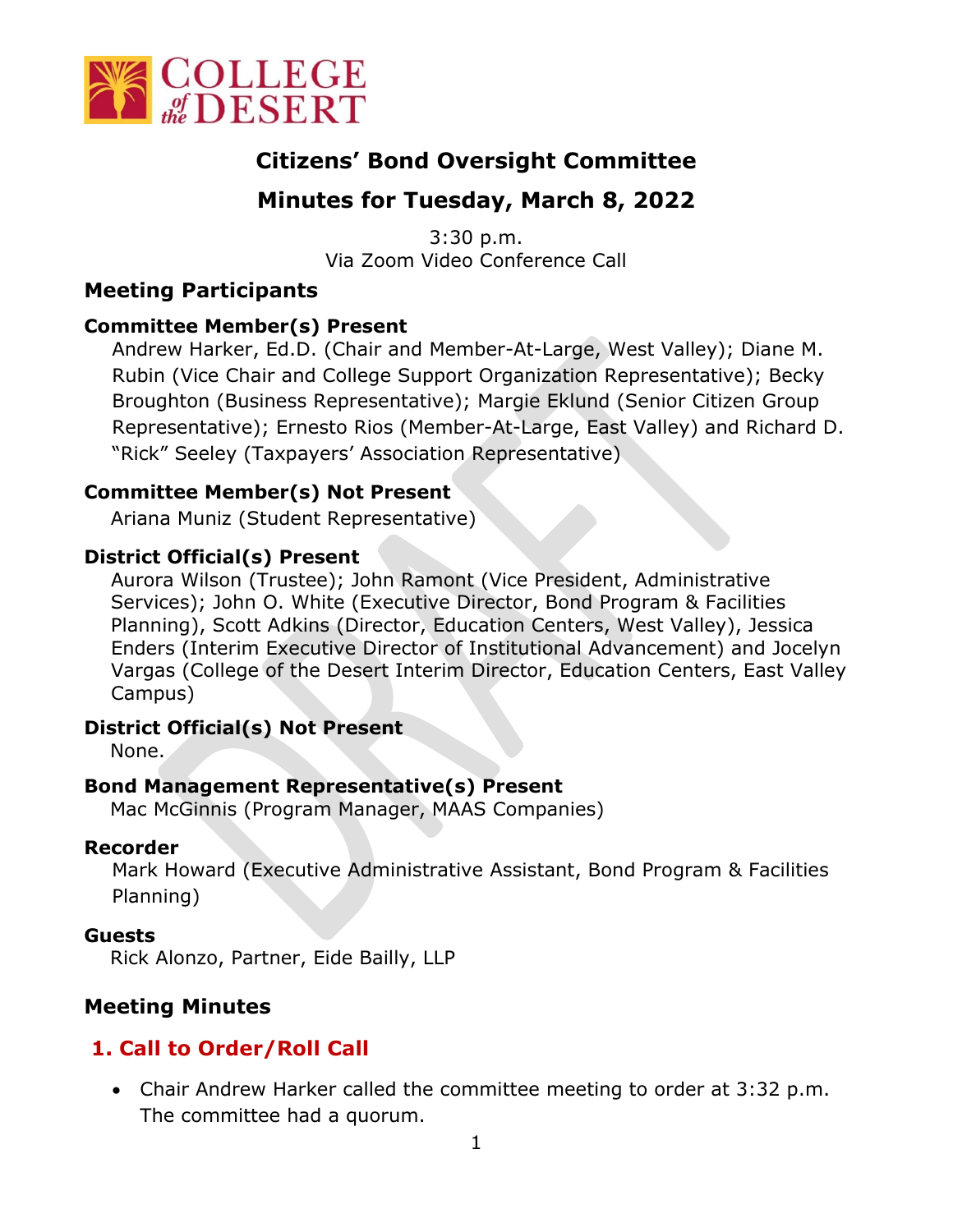# Citizens' Bond Oversight Committee

## Minutes for Tuesday, March 8, 2022

3:30 p.m.
Via Zoom Video Conference Call

## Meeting Participants

### Committee Member(s) Present

Andrew Harker, Ed.D. (Chair and Member-At-Large, West Valley); Diane M. Rubin (Vice Chair and College Support Organization Representative); Becky Broughton (Business Representative); Margie Eklund (Senior Citizen Group Representative); Ernesto Rios (Member-At-Large, East Valley) and Richard D. "Rick" Seeley (Taxpayers' Association Representative)

### Committee Member(s) Not Present

Ariana Muniz (Student Representative)

### District Official(s) Present

Aurora Wilson (Trustee); John Ramont (Vice President, Administrative Services); John O. White (Executive Director, Bond Program & Facilities Planning), Scott Adkins (Director, Education Centers, West Valley), Jessica Enders (Interim Executive Director of Institutional Advancement) and Jocelyn Vargas (College of the Desert Interim Director, Education Centers, East Valley Campus)

### District Official(s) Not Present

None.

### Bond Management Representative(s) Present

Mac McGinnis (Program Manager, MAAS Companies)

### Recorder

Mark Howard (Executive Administrative Assistant, Bond Program & Facilities Planning)

### Guests

Rick Alonzo, Partner, Eide Bailly, LLP

## Meeting Minutes

## 1. Call to Order/Roll Call

- Chair Andrew Harker called the committee meeting to order at 3:32 p.m. The committee had a quorum.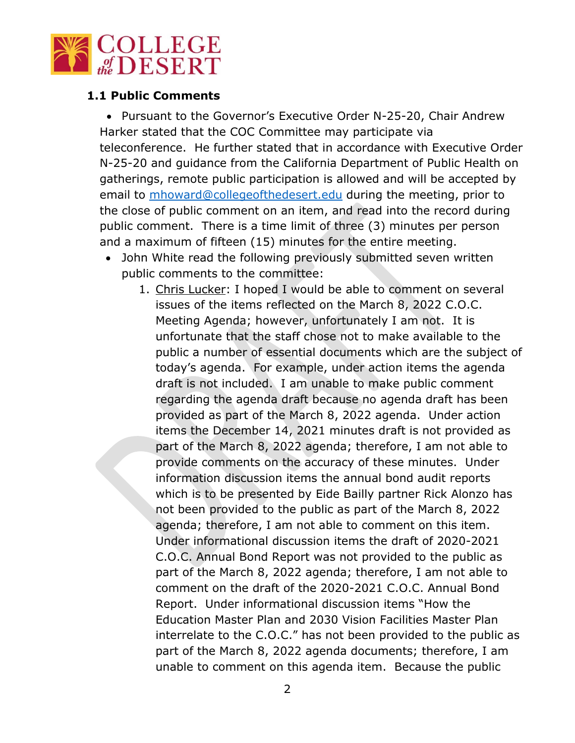### 1.1 Public Comments

- Pursuant to the Governor's Executive Order N-25-20, Chair Andrew Harker stated that the COC Committee may participate via teleconference. He further stated that in accordance with Executive Order N-25-20 and guidance from the California Department of Public Health on gatherings, remote public participation is allowed and will be accepted by email to [mhoward@collegeofthedesert.edu](mailto:mhoward@collegeofthedesert.edu) during the meeting, prior to the close of public comment on an item, and read into the record during public comment. There is a time limit of three (3) minutes per person and a maximum of fifteen (15) minutes for the entire meeting.
- John White read the following previously submitted seven written public comments to the committee:
    1. Chris Lucker: I hoped I would be able to comment on several issues of the items reflected on the March 8, 2022 C.O.C. Meeting Agenda; however, unfortunately I am not. It is unfortunate that the staff chose not to make available to the public a number of essential documents which are the subject of today's agenda. For example, under action items the agenda draft is not included. I am unable to make public comment regarding the agenda draft because no agenda draft has been provided as part of the March 8, 2022 agenda. Under action items the December 14, 2021 minutes draft is not provided as part of the March 8, 2022 agenda; therefore, I am not able to provide comments on the accuracy of these minutes. Under information discussion items the annual bond audit reports which is to be presented by Eide Bailly partner Rick Alonzo has not been provided to the public as part of the March 8, 2022 agenda; therefore, I am not able to comment on this item. Under informational discussion items the draft of 2020-2021 C.O.C. Annual Bond Report was not provided to the public as part of the March 8, 2022 agenda; therefore, I am not able to comment on the draft of the 2020-2021 C.O.C. Annual Bond Report. Under informational discussion items "How the Education Master Plan and 2030 Vision Facilities Master Plan interrelate to the C.O.C." has not been provided to the public as part of the March 8, 2022 agenda documents; therefore, I am unable to comment on this agenda item. Because the public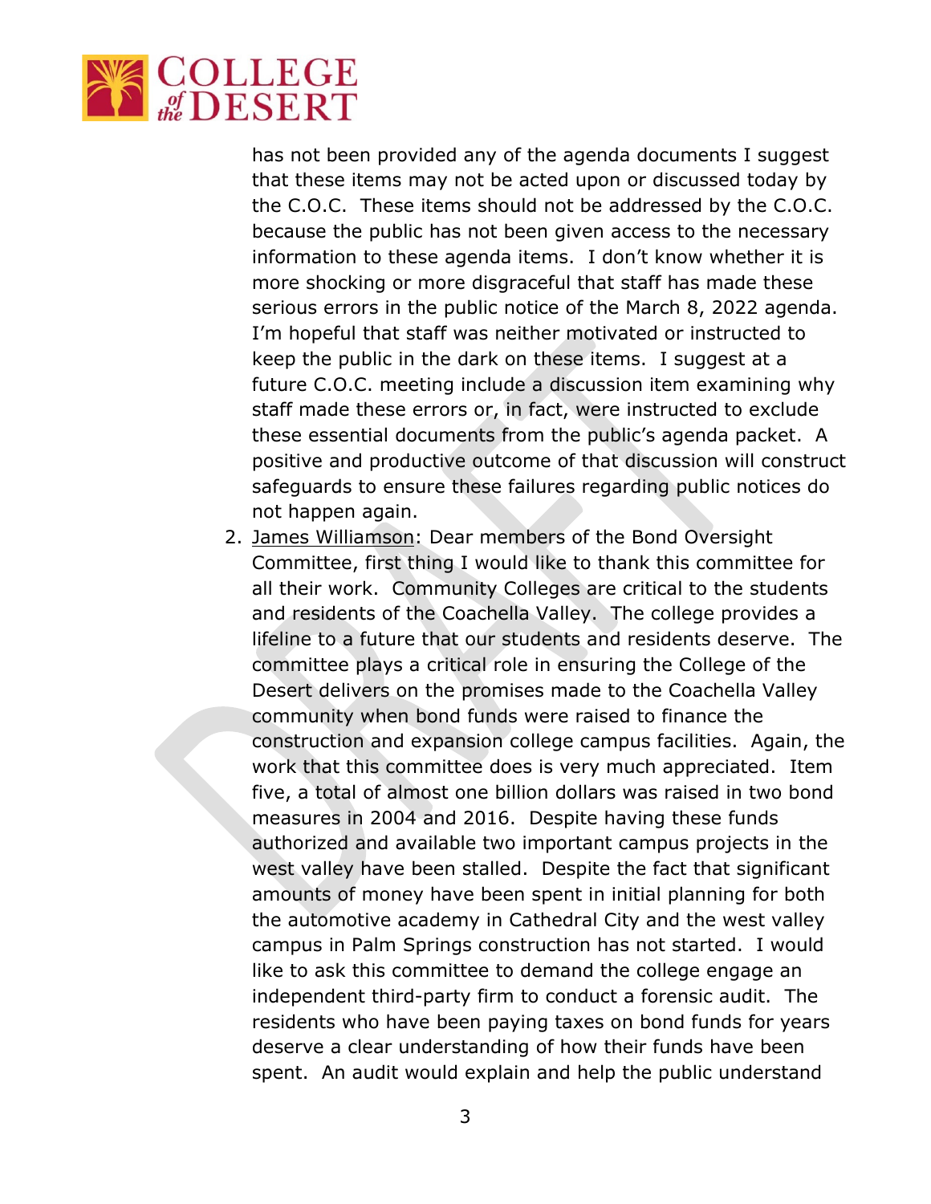has not been provided any of the agenda documents I suggest that these items may not be acted upon or discussed today by the C.O.C. These items should not be addressed by the C.O.C. because the public has not been given access to the necessary information to these agenda items. I don't know whether it is more shocking or more disgraceful that staff has made these serious errors in the public notice of the March 8, 2022 agenda. I'm hopeful that staff was neither motivated or instructed to keep the public in the dark on these items. I suggest at a future C.O.C. meeting include a discussion item examining why staff made these errors or, in fact, were instructed to exclude these essential documents from the public's agenda packet. A positive and productive outcome of that discussion will construct safeguards to ensure these failures regarding public notices do not happen again.

2. James Williamson: Dear members of the Bond Oversight Committee, first thing I would like to thank this committee for all their work. Community Colleges are critical to the students and residents of the Coachella Valley. The college provides a lifeline to a future that our students and residents deserve. The committee plays a critical role in ensuring the College of the Desert delivers on the promises made to the Coachella Valley community when bond funds were raised to finance the construction and expansion college campus facilities. Again, the work that this committee does is very much appreciated. Item five, a total of almost one billion dollars was raised in two bond measures in 2004 and 2016. Despite having these funds authorized and available two important campus projects in the west valley have been stalled. Despite the fact that significant amounts of money have been spent in initial planning for both the automotive academy in Cathedral City and the west valley campus in Palm Springs construction has not started. I would like to ask this committee to demand the college engage an independent third-party firm to conduct a forensic audit. The residents who have been paying taxes on bond funds for years deserve a clear understanding of how their funds have been spent. An audit would explain and help the public understand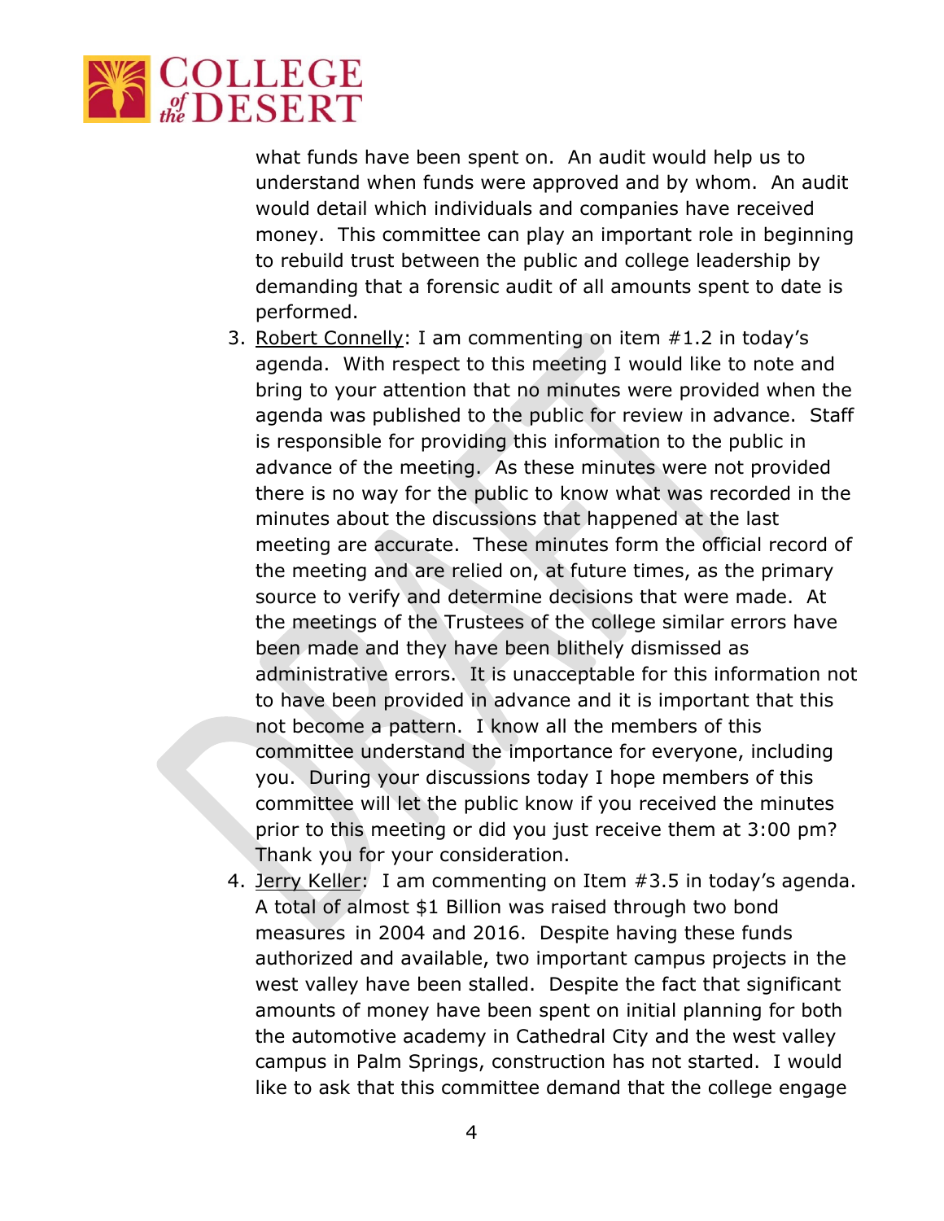what funds have been spent on. An audit would help us to understand when funds were approved and by whom. An audit would detail which individuals and companies have received money. This committee can play an important role in beginning to rebuild trust between the public and college leadership by demanding that a forensic audit of all amounts spent to date is performed.

3. Robert Connelly: I am commenting on item #1.2 in today's agenda. With respect to this meeting I would like to note and bring to your attention that no minutes were provided when the agenda was published to the public for review in advance. Staff is responsible for providing this information to the public in advance of the meeting. As these minutes were not provided there is no way for the public to know what was recorded in the minutes about the discussions that happened at the last meeting are accurate. These minutes form the official record of the meeting and are relied on, at future times, as the primary source to verify and determine decisions that were made. At the meetings of the Trustees of the college similar errors have been made and they have been blithely dismissed as administrative errors. It is unacceptable for this information not to have been provided in advance and it is important that this not become a pattern. I know all the members of this committee understand the importance for everyone, including you. During your discussions today I hope members of this committee will let the public know if you received the minutes prior to this meeting or did you just receive them at 3:00 pm? Thank you for your consideration.
4. Jerry Keller: I am commenting on Item #3.5 in today's agenda. A total of almost $1 Billion was raised through two bond measures in 2004 and 2016. Despite having these funds authorized and available, two important campus projects in the west valley have been stalled. Despite the fact that significant amounts of money have been spent on initial planning for both the automotive academy in Cathedral City and the west valley campus in Palm Springs, construction has not started. I would like to ask that this committee demand that the college engage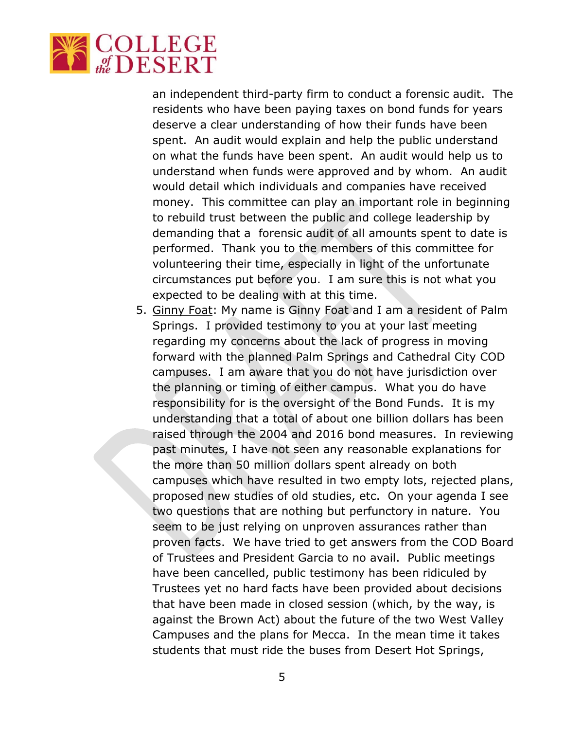an independent third-party firm to conduct a forensic audit. The residents who have been paying taxes on bond funds for years deserve a clear understanding of how their funds have been spent. An audit would explain and help the public understand on what the funds have been spent. An audit would help us to understand when funds were approved and by whom. An audit would detail which individuals and companies have received money. This committee can play an important role in beginning to rebuild trust between the public and college leadership by demanding that a forensic audit of all amounts spent to date is performed. Thank you to the members of this committee for volunteering their time, especially in light of the unfortunate circumstances put before you. I am sure this is not what you expected to be dealing with at this time.

5. Ginny Foat: My name is Ginny Foat and I am a resident of Palm Springs. I provided testimony to you at your last meeting regarding my concerns about the lack of progress in moving forward with the planned Palm Springs and Cathedral City COD campuses. I am aware that you do not have jurisdiction over the planning or timing of either campus. What you do have responsibility for is the oversight of the Bond Funds. It is my understanding that a total of about one billion dollars has been raised through the 2004 and 2016 bond measures. In reviewing past minutes, I have not seen any reasonable explanations for the more than 50 million dollars spent already on both campuses which have resulted in two empty lots, rejected plans, proposed new studies of old studies, etc. On your agenda I see two questions that are nothing but perfunctory in nature. You seem to be just relying on unproven assurances rather than proven facts. We have tried to get answers from the COD Board of Trustees and President Garcia to no avail. Public meetings have been cancelled, public testimony has been ridiculed by Trustees yet no hard facts have been provided about decisions that have been made in closed session (which, by the way, is against the Brown Act) about the future of the two West Valley Campuses and the plans for Mecca. In the mean time it takes students that must ride the buses from Desert Hot Springs,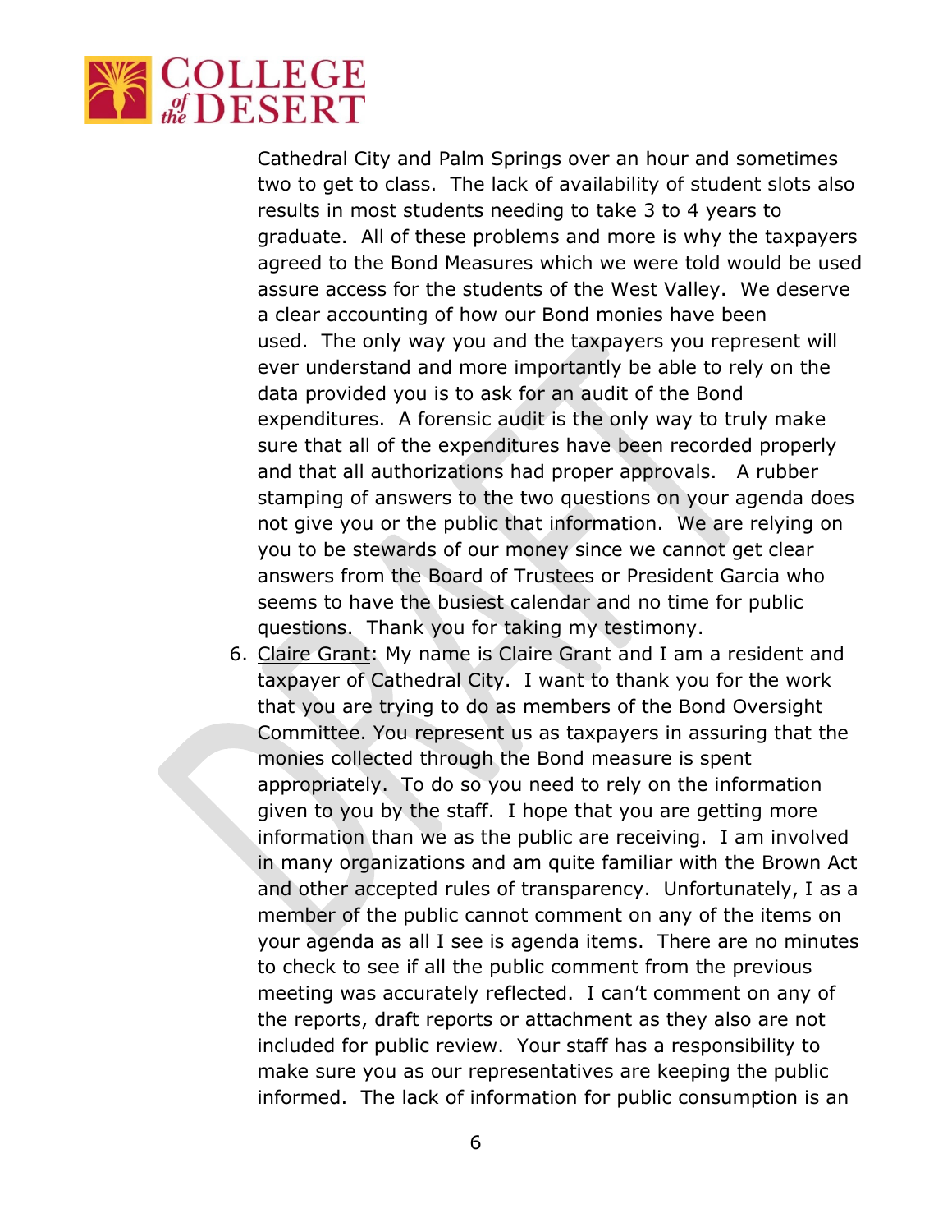Cathedral City and Palm Springs over an hour and sometimes two to get to class. The lack of availability of student slots also results in most students needing to take 3 to 4 years to graduate. All of these problems and more is why the taxpayers agreed to the Bond Measures which we were told would be used assure access for the students of the West Valley. We deserve a clear accounting of how our Bond monies have been used. The only way you and the taxpayers you represent will ever understand and more importantly be able to rely on the data provided you is to ask for an audit of the Bond expenditures. A forensic audit is the only way to truly make sure that all of the expenditures have been recorded properly and that all authorizations had proper approvals. A rubber stamping of answers to the two questions on your agenda does not give you or the public that information. We are relying on you to be stewards of our money since we cannot get clear answers from the Board of Trustees or President Garcia who seems to have the busiest calendar and no time for public questions. Thank you for taking my testimony.

6. Claire Grant: My name is Claire Grant and I am a resident and taxpayer of Cathedral City. I want to thank you for the work that you are trying to do as members of the Bond Oversight Committee. You represent us as taxpayers in assuring that the monies collected through the Bond measure is spent appropriately. To do so you need to rely on the information given to you by the staff. I hope that you are getting more information than we as the public are receiving. I am involved in many organizations and am quite familiar with the Brown Act and other accepted rules of transparency. Unfortunately, I as a member of the public cannot comment on any of the items on your agenda as all I see is agenda items. There are no minutes to check to see if all the public comment from the previous meeting was accurately reflected. I can't comment on any of the reports, draft reports or attachment as they also are not included for public review. Your staff has a responsibility to make sure you as our representatives are keeping the public informed. The lack of information for public consumption is an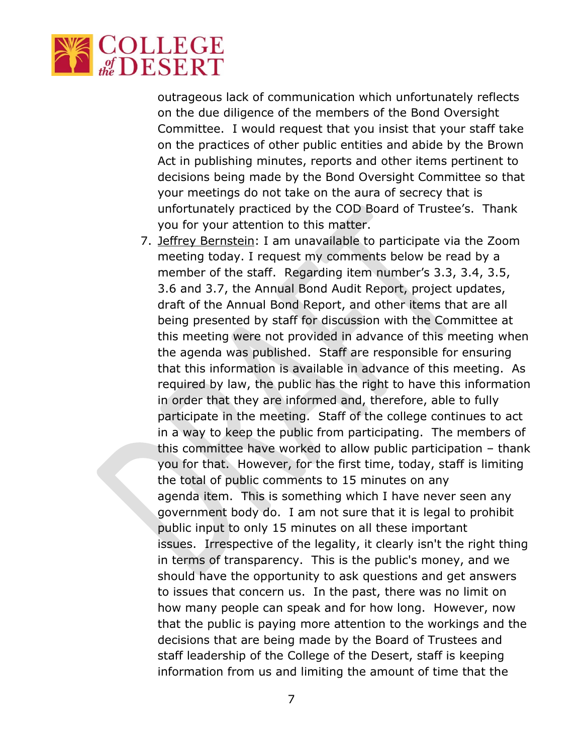outrageous lack of communication which unfortunately reflects on the due diligence of the members of the Bond Oversight Committee. I would request that you insist that your staff take on the practices of other public entities and abide by the Brown Act in publishing minutes, reports and other items pertinent to decisions being made by the Bond Oversight Committee so that your meetings do not take on the aura of secrecy that is unfortunately practiced by the COD Board of Trustee's. Thank you for your attention to this matter.

7. <u>Jeffrey Bernstein</u>: I am unavailable to participate via the Zoom meeting today. I request my comments below be read by a member of the staff. Regarding item number's 3.3, 3.4, 3.5, 3.6 and 3.7, the Annual Bond Audit Report, project updates, draft of the Annual Bond Report, and other items that are all being presented by staff for discussion with the Committee at this meeting were not provided in advance of this meeting when the agenda was published. Staff are responsible for ensuring that this information is available in advance of this meeting. As required by law, the public has the right to have this information in order that they are informed and, therefore, able to fully participate in the meeting. Staff of the college continues to act in a way to keep the public from participating. The members of this committee have worked to allow public participation – thank you for that. However, for the first time, today, staff is limiting the total of public comments to 15 minutes on any agenda item. This is something which I have never seen any government body do. I am not sure that it is legal to prohibit public input to only 15 minutes on all these important issues. Irrespective of the legality, it clearly isn't the right thing in terms of transparency. This is the public's money, and we should have the opportunity to ask questions and get answers to issues that concern us. In the past, there was no limit on how many people can speak and for how long. However, now that the public is paying more attention to the workings and the decisions that are being made by the Board of Trustees and staff leadership of the College of the Desert, staff is keeping information from us and limiting the amount of time that the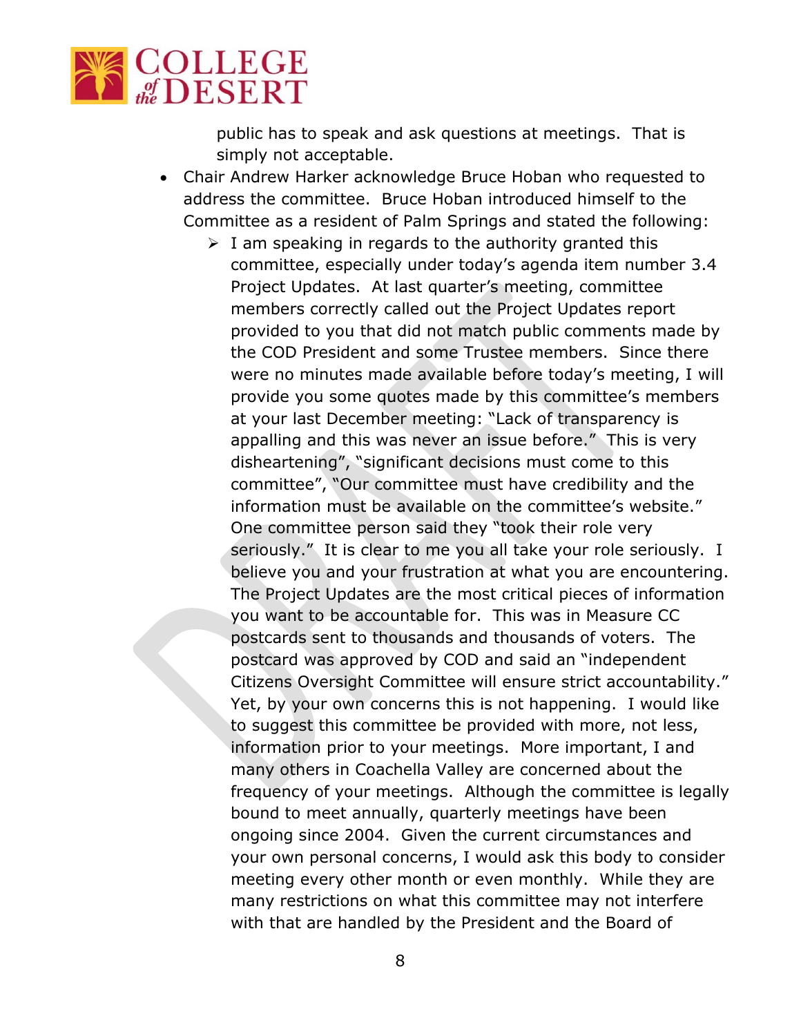public has to speak and ask questions at meetings. That is simply not acceptable.

- Chair Andrew Harker acknowledge Bruce Hoban who requested to address the committee. Bruce Hoban introduced himself to the Committee as a resident of Palm Springs and stated the following:
  - I am speaking in regards to the authority granted this committee, especially under today's agenda item number 3.4 Project Updates. At last quarter's meeting, committee members correctly called out the Project Updates report provided to you that did not match public comments made by the COD President and some Trustee members. Since there were no minutes made available before today's meeting, I will provide you some quotes made by this committee's members at your last December meeting: "Lack of transparency is appalling and this was never an issue before." This is very disheartening", "significant decisions must come to this committee", "Our committee must have credibility and the information must be available on the committee's website." One committee person said they "took their role very seriously." It is clear to me you all take your role seriously. I believe you and your frustration at what you are encountering. The Project Updates are the most critical pieces of information you want to be accountable for. This was in Measure CC postcards sent to thousands and thousands of voters. The postcard was approved by COD and said an "independent Citizens Oversight Committee will ensure strict accountability." Yet, by your own concerns this is not happening. I would like to suggest this committee be provided with more, not less, information prior to your meetings. More important, I and many others in Coachella Valley are concerned about the frequency of your meetings. Although the committee is legally bound to meet annually, quarterly meetings have been ongoing since 2004. Given the current circumstances and your own personal concerns, I would ask this body to consider meeting every other month or even monthly. While they are many restrictions on what this committee may not interfere with that are handled by the President and the Board of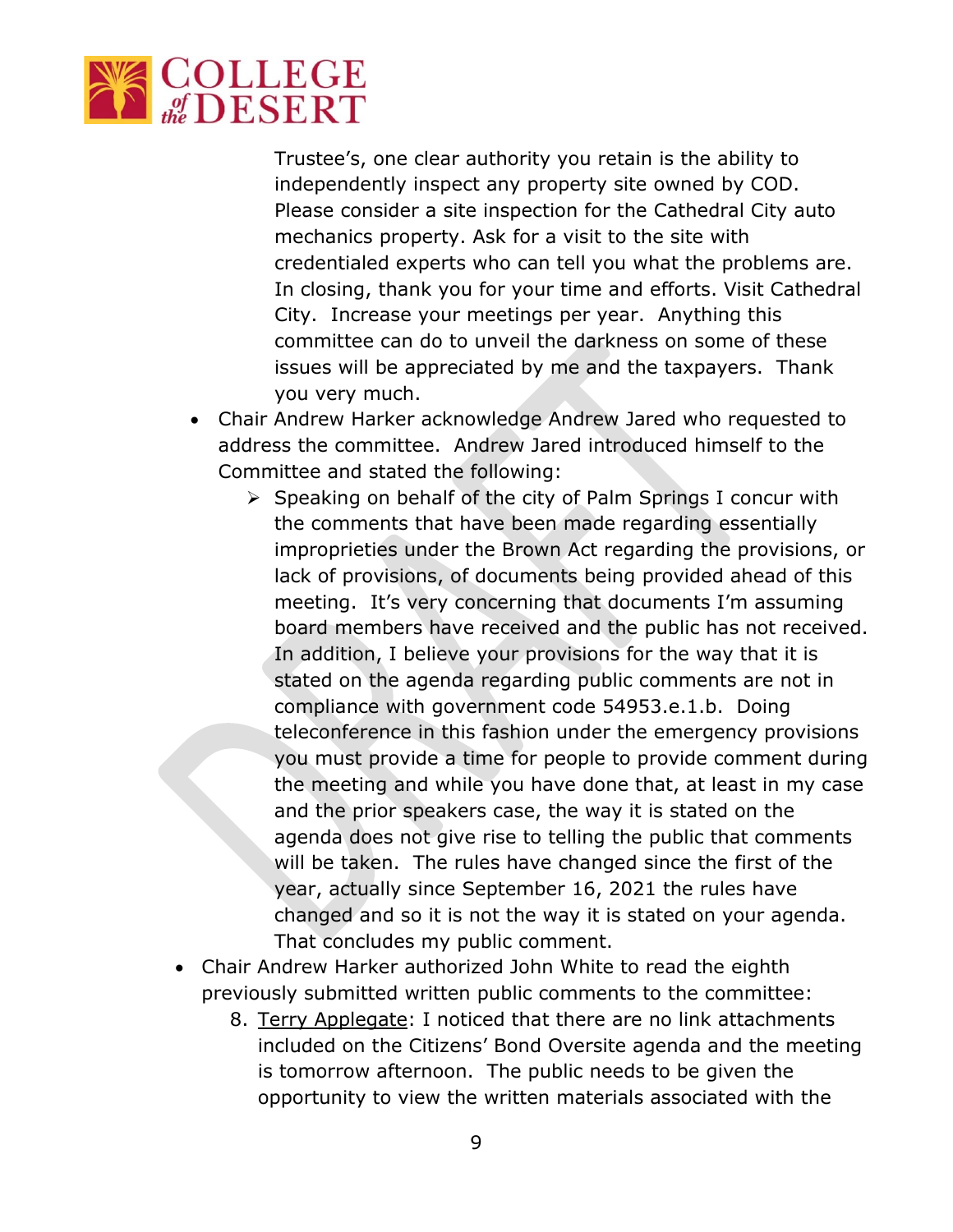Trustee's, one clear authority you retain is the ability to independently inspect any property site owned by COD. Please consider a site inspection for the Cathedral City auto mechanics property. Ask for a visit to the site with credentialed experts who can tell you what the problems are. In closing, thank you for your time and efforts. Visit Cathedral City. Increase your meetings per year. Anything this committee can do to unveil the darkness on some of these issues will be appreciated by me and the taxpayers. Thank you very much.

- Chair Andrew Harker acknowledge Andrew Jared who requested to address the committee. Andrew Jared introduced himself to the Committee and stated the following:
  - Speaking on behalf of the city of Palm Springs I concur with the comments that have been made regarding essentially improprieties under the Brown Act regarding the provisions, or lack of provisions, of documents being provided ahead of this meeting. It's very concerning that documents I'm assuming board members have received and the public has not received. In addition, I believe your provisions for the way that it is stated on the agenda regarding public comments are not in compliance with government code 54953.e.1.b. Doing teleconference in this fashion under the emergency provisions you must provide a time for people to provide comment during the meeting and while you have done that, at least in my case and the prior speakers case, the way it is stated on the agenda does not give rise to telling the public that comments will be taken. The rules have changed since the first of the year, actually since September 16, 2021 the rules have changed and so it is not the way it is stated on your agenda. That concludes my public comment.
- Chair Andrew Harker authorized John White to read the eighth previously submitted written public comments to the committee:
  8. Terry Applegate: I noticed that there are no link attachments included on the Citizens' Bond Oversite agenda and the meeting is tomorrow afternoon. The public needs to be given the opportunity to view the written materials associated with the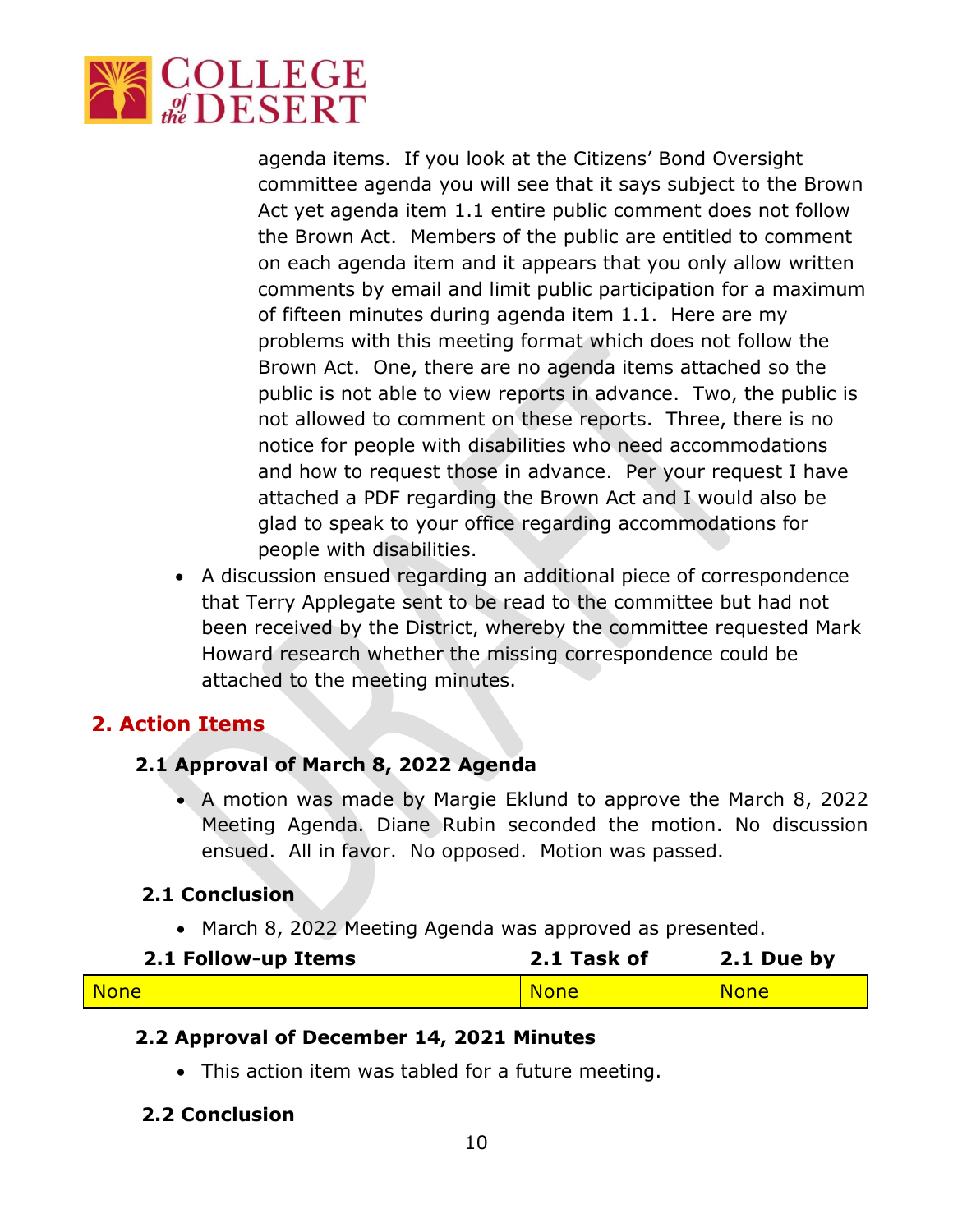agenda items. If you look at the Citizens' Bond Oversight committee agenda you will see that it says subject to the Brown Act yet agenda item 1.1 entire public comment does not follow the Brown Act. Members of the public are entitled to comment on each agenda item and it appears that you only allow written comments by email and limit public participation for a maximum of fifteen minutes during agenda item 1.1. Here are my problems with this meeting format which does not follow the Brown Act. One, there are no agenda items attached so the public is not able to view reports in advance. Two, the public is not allowed to comment on these reports. Three, there is no notice for people with disabilities who need accommodations and how to request those in advance. Per your request I have attached a PDF regarding the Brown Act and I would also be glad to speak to your office regarding accommodations for people with disabilities.

- A discussion ensued regarding an additional piece of correspondence that Terry Applegate sent to be read to the committee but had not been received by the District, whereby the committee requested Mark Howard research whether the missing correspondence could be attached to the meeting minutes.

## 2. Action Items

### 2.1 Approval of March 8, 2022 Agenda

- A motion was made by Margie Eklund to approve the March 8, 2022 Meeting Agenda. Diane Rubin seconded the motion. No discussion ensued. All in favor. No opposed. Motion was passed.

### 2.1 Conclusion

- March 8, 2022 Meeting Agenda was approved as presented.

| 2.1 Follow-up Items | 2.1 Task of | 2.1 Due by |
|---|---|---|
| None | None | None |

### 2.2 Approval of December 14, 2021 Minutes

- This action item was tabled for a future meeting.

### 2.2 Conclusion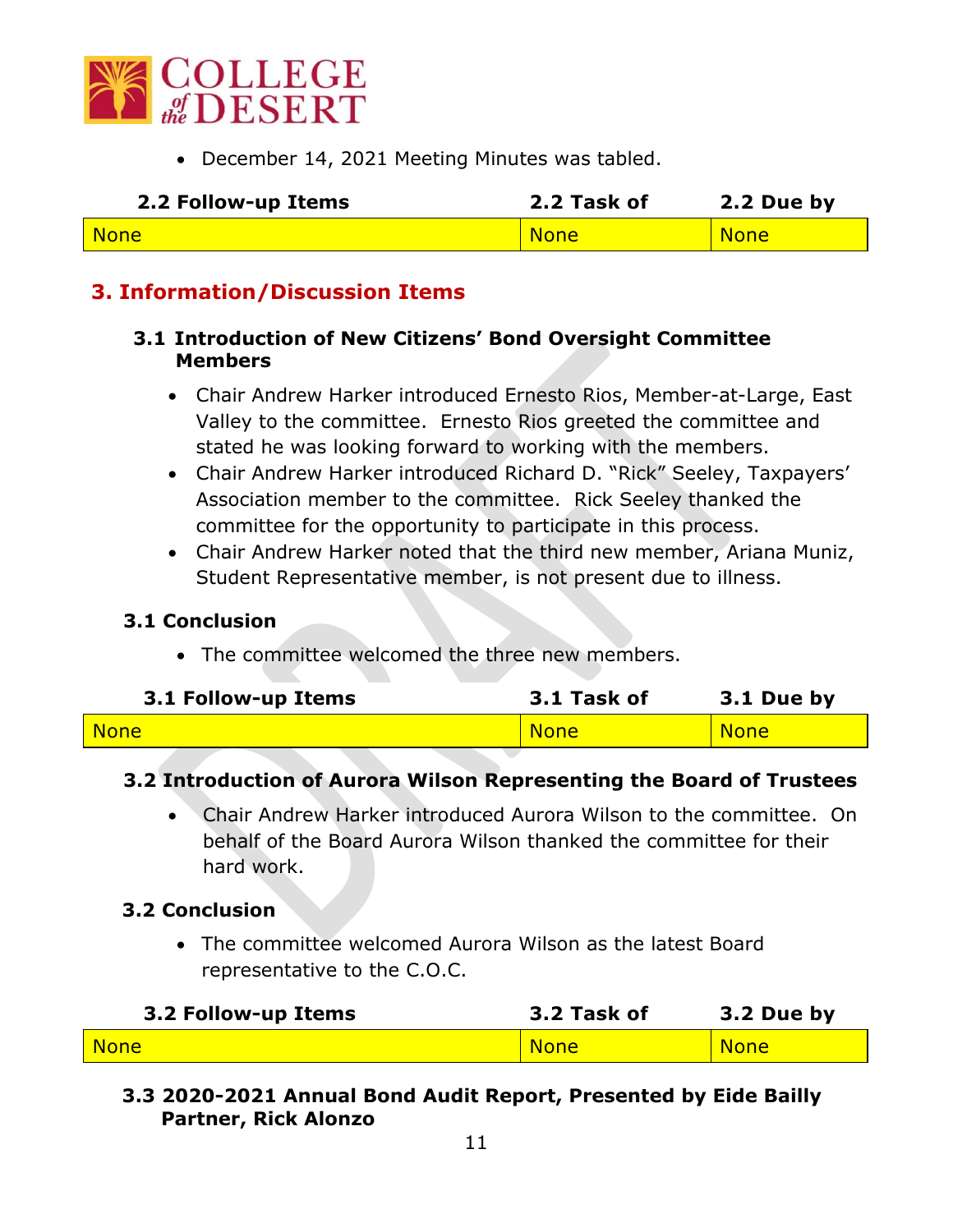- December 14, 2021 Meeting Minutes was tabled.

| 2.2 Follow-up Items | 2.2 Task of | 2.2 Due by |
|---|---|---|
| None | None | None |

## 3. Information/Discussion Items

### 3.1 Introduction of New Citizens' Bond Oversight Committee Members

- Chair Andrew Harker introduced Ernesto Rios, Member-at-Large, East Valley to the committee. Ernesto Rios greeted the committee and stated he was looking forward to working with the members.
- Chair Andrew Harker introduced Richard D. "Rick" Seeley, Taxpayers' Association member to the committee. Rick Seeley thanked the committee for the opportunity to participate in this process.
- Chair Andrew Harker noted that the third new member, Ariana Muniz, Student Representative member, is not present due to illness.

### 3.1 Conclusion

- The committee welcomed the three new members.

| 3.1 Follow-up Items | 3.1 Task of | 3.1 Due by |
|---|---|---|
| None | None | None |

### 3.2 Introduction of Aurora Wilson Representing the Board of Trustees

- Chair Andrew Harker introduced Aurora Wilson to the committee. On behalf of the Board Aurora Wilson thanked the committee for their hard work.

### 3.2 Conclusion

- The committee welcomed Aurora Wilson as the latest Board representative to the C.O.C.

| 3.2 Follow-up Items | 3.2 Task of | 3.2 Due by |
|---|---|---|
| None | None | None |

### 3.3 2020-2021 Annual Bond Audit Report, Presented by Eide Bailly Partner, Rick Alonzo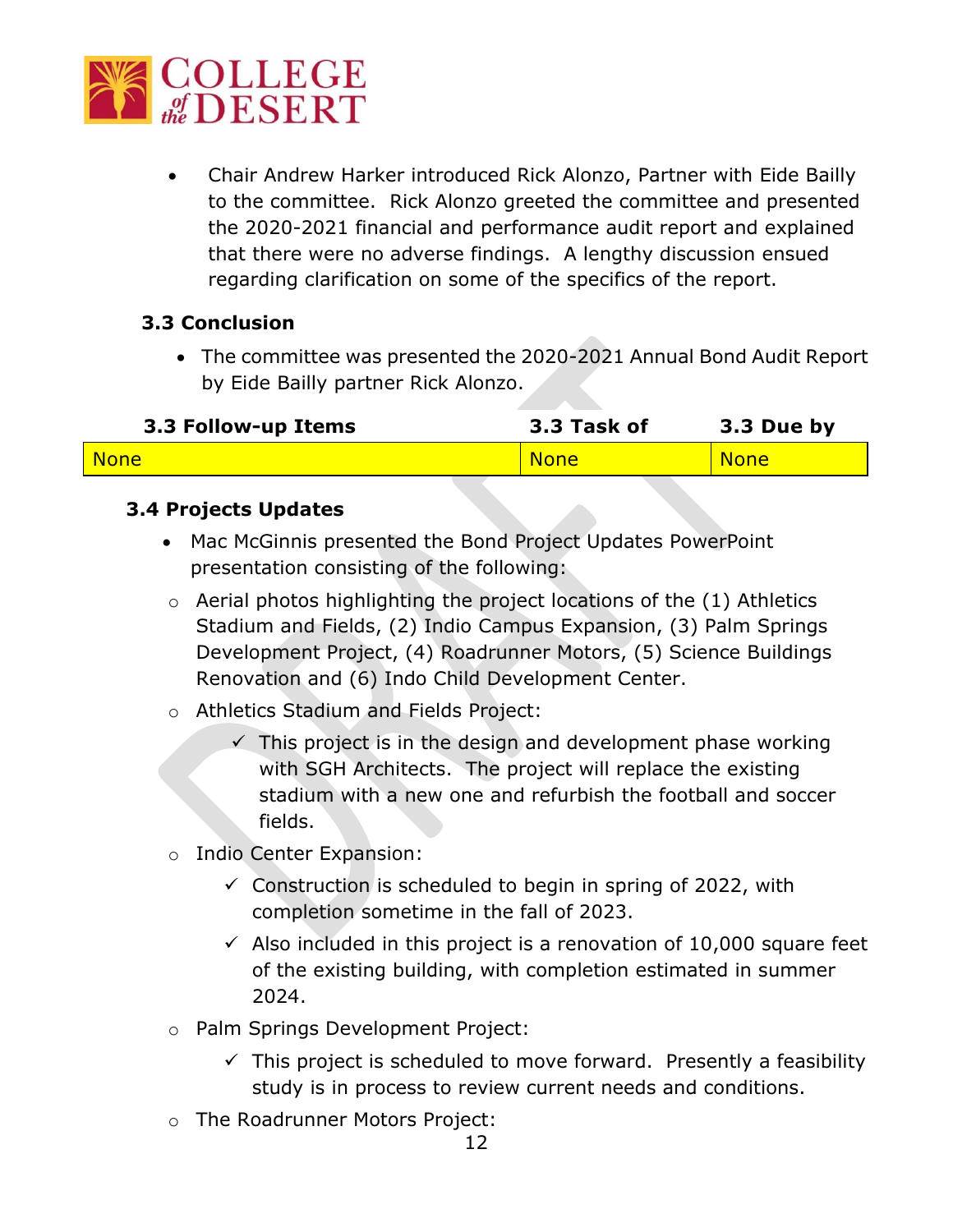- Chair Andrew Harker introduced Rick Alonzo, Partner with Eide Bailly to the committee. Rick Alonzo greeted the committee and presented the 2020-2021 financial and performance audit report and explained that there were no adverse findings. A lengthy discussion ensued regarding clarification on some of the specifics of the report.

### 3.3 Conclusion

- The committee was presented the 2020-2021 Annual Bond Audit Report by Eide Bailly partner Rick Alonzo.

| 3.3 Follow-up Items | 3.3 Task of | 3.3 Due by |
|---|---|---|
| None | None | None |

### 3.4 Projects Updates

- Mac McGinnis presented the Bond Project Updates PowerPoint presentation consisting of the following:
  - Aerial photos highlighting the project locations of the (1) Athletics Stadium and Fields, (2) Indio Campus Expansion, (3) Palm Springs Development Project, (4) Roadrunner Motors, (5) Science Buildings Renovation and (6) Indo Child Development Center.
  - Athletics Stadium and Fields Project:
    - ✓ This project is in the design and development phase working with SGH Architects. The project will replace the existing stadium with a new one and refurbish the football and soccer fields.
  - Indio Center Expansion:
    - ✓ Construction is scheduled to begin in spring of 2022, with completion sometime in the fall of 2023.
    - ✓ Also included in this project is a renovation of 10,000 square feet of the existing building, with completion estimated in summer 2024.
  - Palm Springs Development Project:
    - ✓ This project is scheduled to move forward. Presently a feasibility study is in process to review current needs and conditions.
  - The Roadrunner Motors Project: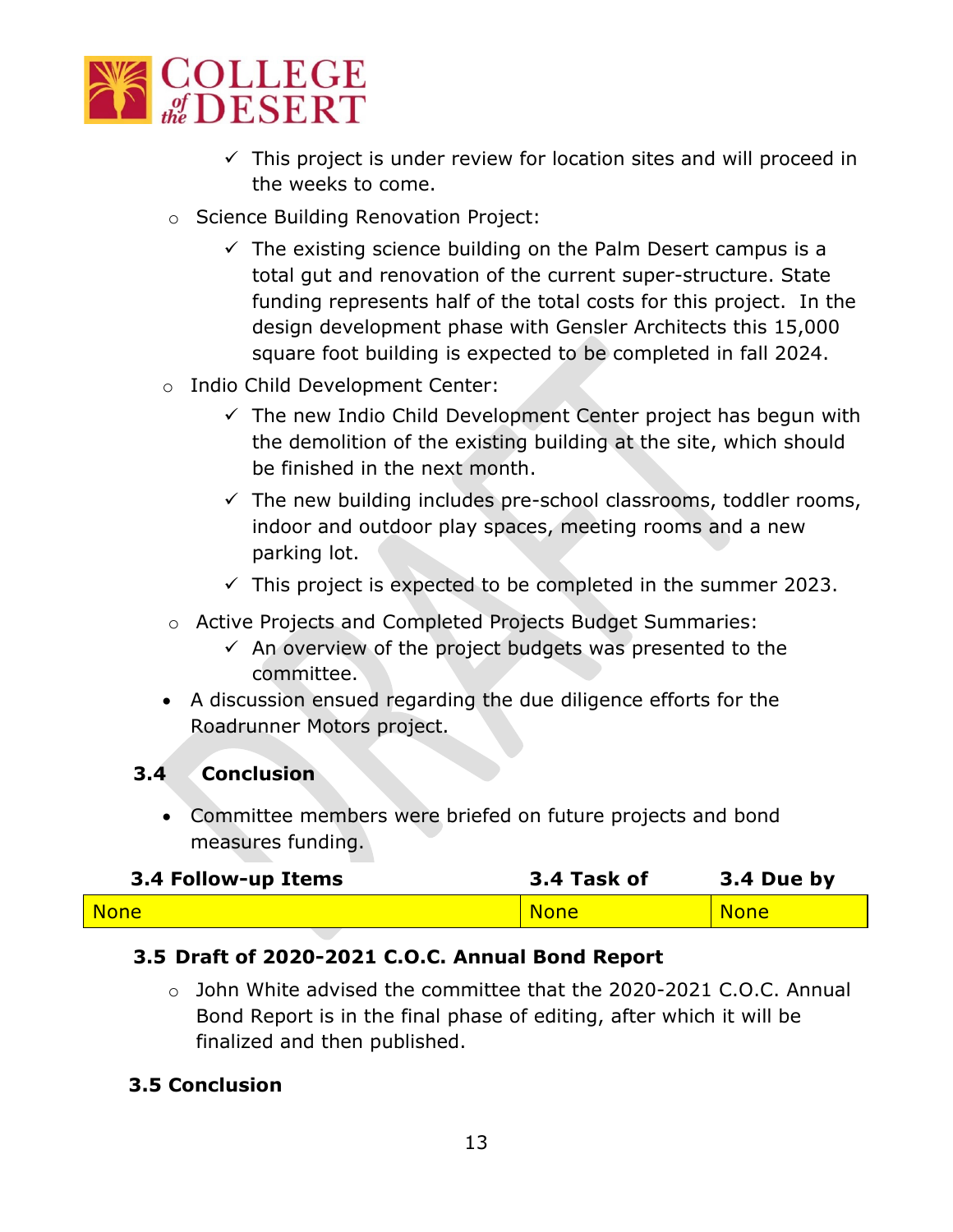- ✓ This project is under review for location sites and will proceed in the weeks to come.

- Science Building Renovation Project:
  - ✓ The existing science building on the Palm Desert campus is a total gut and renovation of the current super-structure. State funding represents half of the total costs for this project. In the design development phase with Gensler Architects this 15,000 square foot building is expected to be completed in fall 2024.
- Indio Child Development Center:
  - ✓ The new Indio Child Development Center project has begun with the demolition of the existing building at the site, which should be finished in the next month.
  - ✓ The new building includes pre-school classrooms, toddler rooms, indoor and outdoor play spaces, meeting rooms and a new parking lot.
  - ✓ This project is expected to be completed in the summer 2023.
- Active Projects and Completed Projects Budget Summaries:
  - ✓ An overview of the project budgets was presented to the committee.

- A discussion ensued regarding the due diligence efforts for the Roadrunner Motors project.

### 3.4 Conclusion

- Committee members were briefed on future projects and bond measures funding.

| 3.4 Follow-up Items | 3.4 Task of | 3.4 Due by |
|---|---|---|
| None | None | None |

### 3.5 Draft of 2020-2021 C.O.C. Annual Bond Report

- John White advised the committee that the 2020-2021 C.O.C. Annual Bond Report is in the final phase of editing, after which it will be finalized and then published.

### 3.5 Conclusion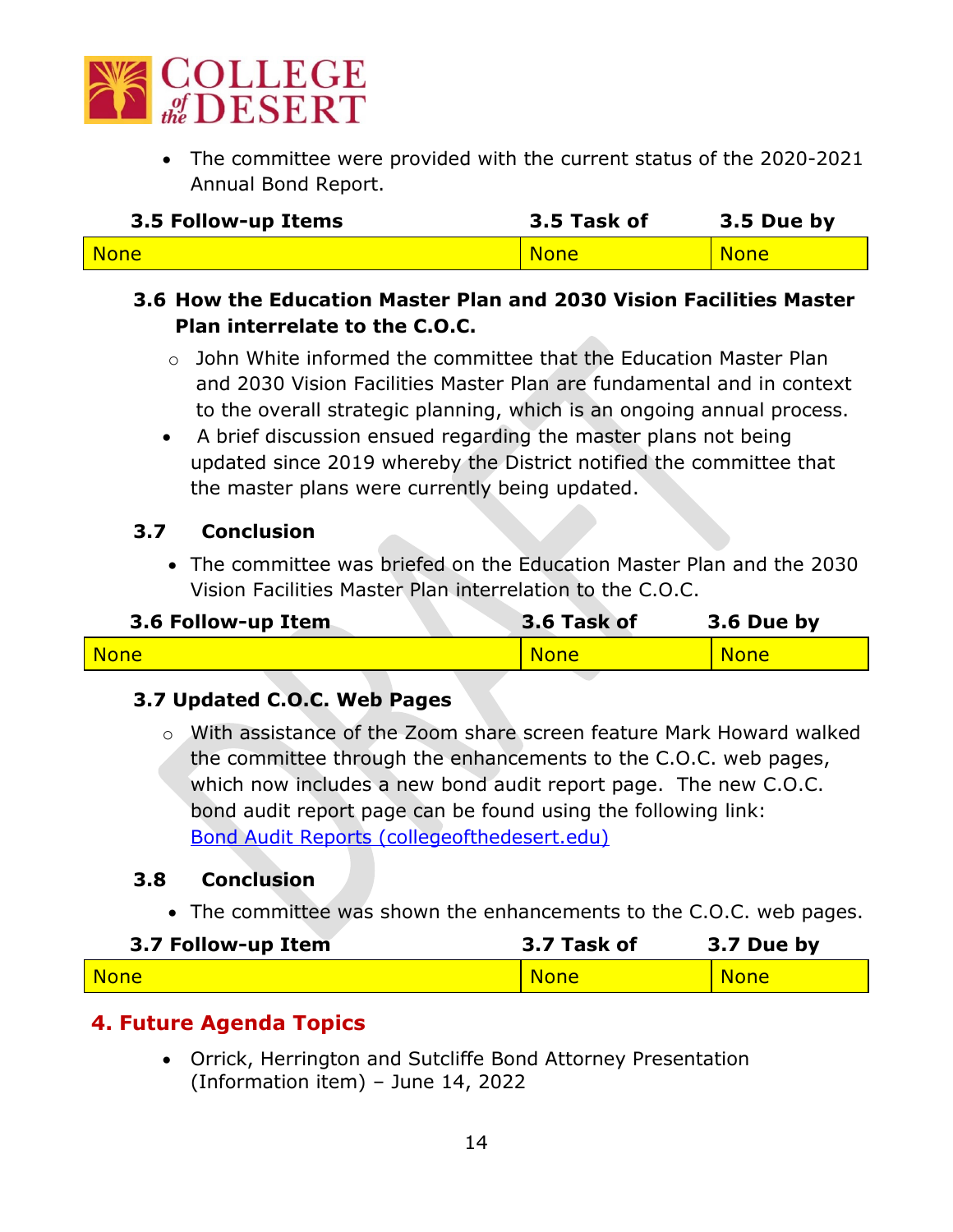- The committee were provided with the current status of the 2020-2021 Annual Bond Report.

| 3.5 Follow-up Items | 3.5 Task of | 3.5 Due by |
|---|---|---|
| None | None | None |

### 3.6 How the Education Master Plan and 2030 Vision Facilities Master Plan interrelate to the C.O.C.

- John White informed the committee that the Education Master Plan and 2030 Vision Facilities Master Plan are fundamental and in context to the overall strategic planning, which is an ongoing annual process.
- A brief discussion ensued regarding the master plans not being updated since 2019 whereby the District notified the committee that the master plans were currently being updated.

### 3.7 Conclusion

- The committee was briefed on the Education Master Plan and the 2030 Vision Facilities Master Plan interrelation to the C.O.C.

| 3.6 Follow-up Item | 3.6 Task of | 3.6 Due by |
|---|---|---|
| None | None | None |

### 3.7 Updated C.O.C. Web Pages

- With assistance of the Zoom share screen feature Mark Howard walked the committee through the enhancements to the C.O.C. web pages, which now includes a new bond audit report page. The new C.O.C. bond audit report page can be found using the following link: Bond Audit Reports (collegeofthedesert.edu)

### 3.8 Conclusion

- The committee was shown the enhancements to the C.O.C. web pages.

| 3.7 Follow-up Item | 3.7 Task of | 3.7 Due by |
|---|---|---|
| None | None | None |

## 4. Future Agenda Topics

- Orrick, Herrington and Sutcliffe Bond Attorney Presentation (Information item) – June 14, 2022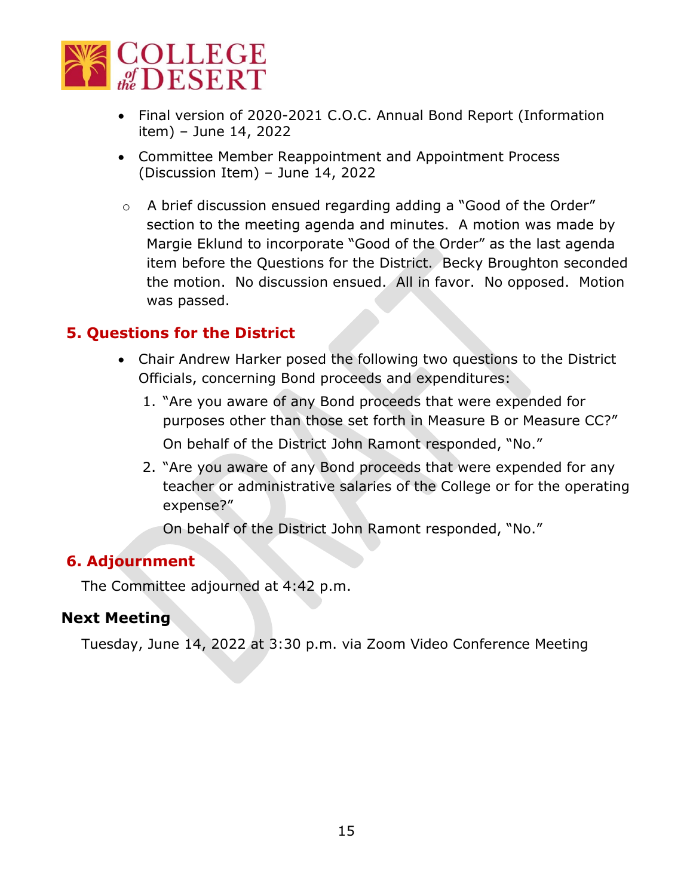- Final version of 2020-2021 C.O.C. Annual Bond Report (Information item) – June 14, 2022
- Committee Member Reappointment and Appointment Process (Discussion Item) – June 14, 2022
  - A brief discussion ensued regarding adding a "Good of the Order" section to the meeting agenda and minutes. A motion was made by Margie Eklund to incorporate "Good of the Order" as the last agenda item before the Questions for the District. Becky Broughton seconded the motion. No discussion ensued. All in favor. No opposed. Motion was passed.

## 5. Questions for the District

- Chair Andrew Harker posed the following two questions to the District Officials, concerning Bond proceeds and expenditures:
  1. "Are you aware of any Bond proceeds that were expended for purposes other than those set forth in Measure B or Measure CC?"

     On behalf of the District John Ramont responded, "No."
  2. "Are you aware of any Bond proceeds that were expended for any teacher or administrative salaries of the College or for the operating expense?"

     On behalf of the District John Ramont responded, "No."

## 6. Adjournment

The Committee adjourned at 4:42 p.m.

## Next Meeting

Tuesday, June 14, 2022 at 3:30 p.m. via Zoom Video Conference Meeting